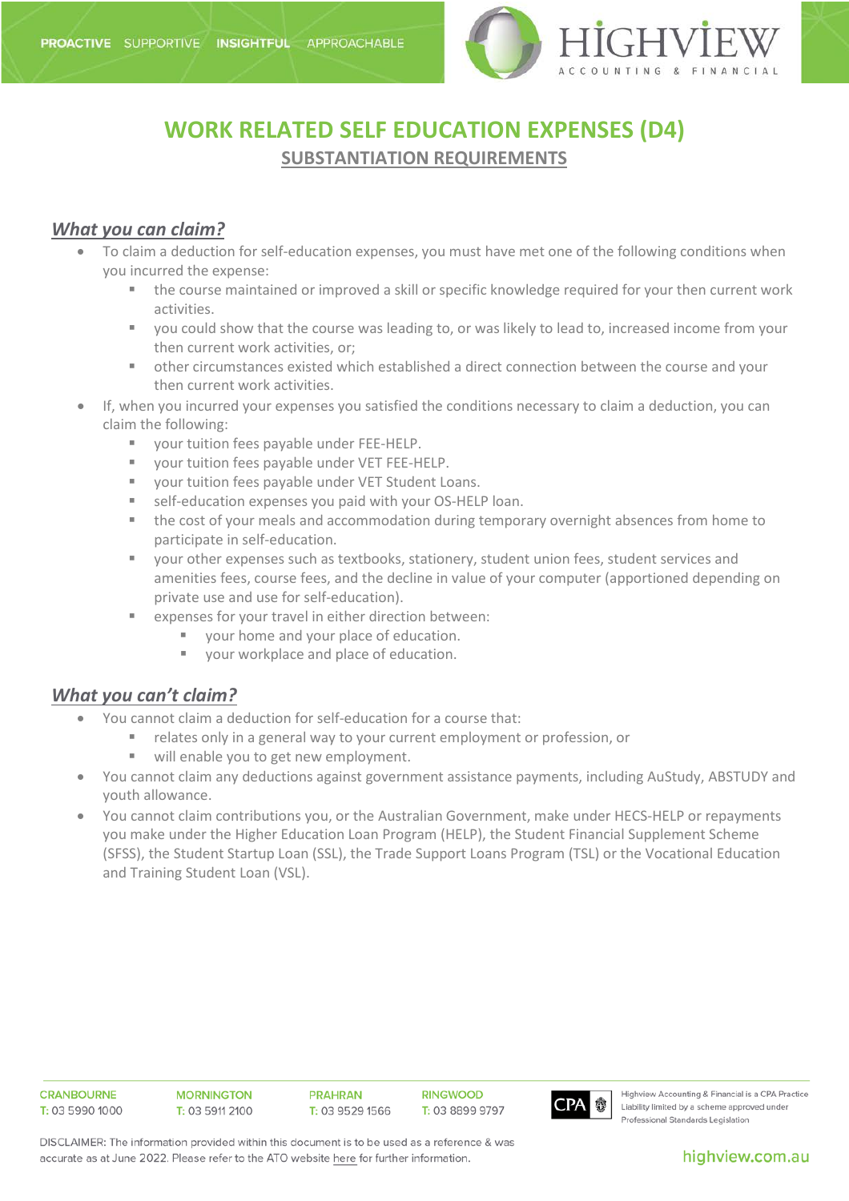# WORK RELATED SELF EDUCATION EXPENSES (D4)

## SUBSTANTIATION REQUIREMENTS

### *What you can claim?*

- To claim a deduction for self-education expenses, you must have met one of the following conditions when you incurred the expense:
  - the course maintained or improved a skill or specific knowledge required for your then current work activities.
  - you could show that the course was leading to, or was likely to lead to, increased income from your then current work activities, or;
  - other circumstances existed which established a direct connection between the course and your then current work activities.
- If, when you incurred your expenses you satisfied the conditions necessary to claim a deduction, you can claim the following:
  - your tuition fees payable under FEE-HELP.
  - your tuition fees payable under VET FEE-HELP.
  - your tuition fees payable under VET Student Loans.
  - self-education expenses you paid with your OS-HELP loan.
  - the cost of your meals and accommodation during temporary overnight absences from home to participate in self-education.
  - your other expenses such as textbooks, stationery, student union fees, student services and amenities fees, course fees, and the decline in value of your computer (apportioned depending on private use and use for self-education).
  - expenses for your travel in either direction between:
    - your home and your place of education.
    - your workplace and place of education.

### *What you can't claim?*

- You cannot claim a deduction for self-education for a course that:
  - relates only in a general way to your current employment or profession, or
  - will enable you to get new employment.
- You cannot claim any deductions against government assistance payments, including AuStudy, ABSTUDY and youth allowance.
- You cannot claim contributions you, or the Australian Government, make under HECS-HELP or repayments you make under the Higher Education Loan Program (HELP), the Student Financial Supplement Scheme (SFSS), the Student Startup Loan (SSL), the Trade Support Loans Program (TSL) or the Vocational Education and Training Student Loan (VSL).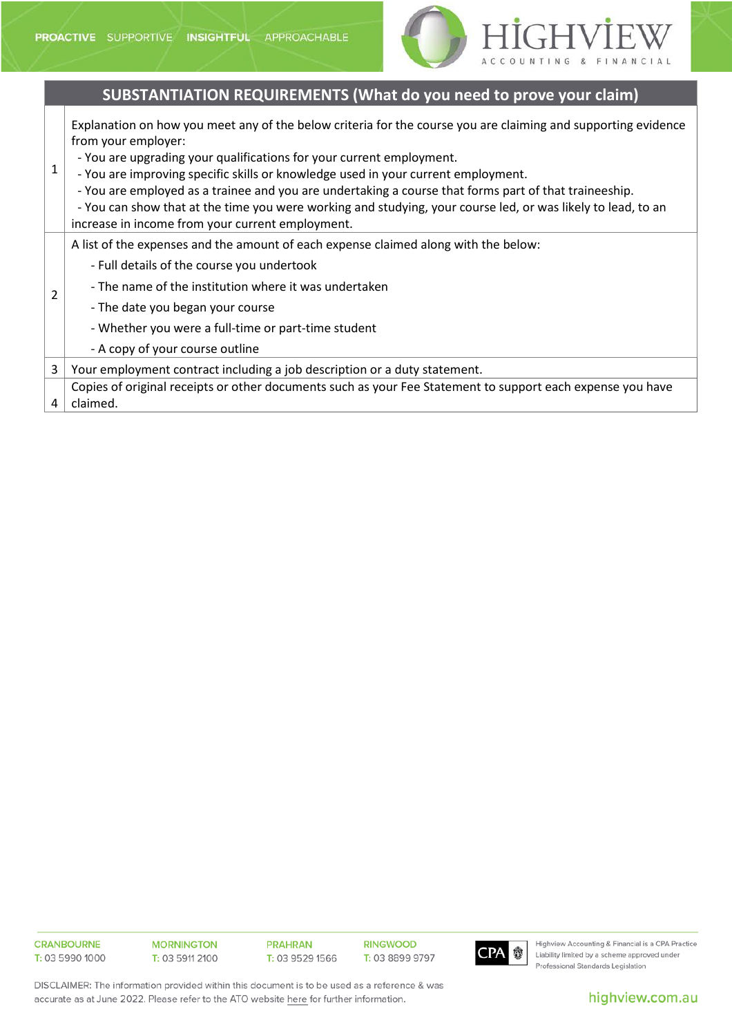| SUBSTANTIATION REQUIREMENTS (What do you need to prove your claim) | |
|---|---|
| 1 | Explanation on how you meet any of the below criteria for the course you are claiming and supporting evidence from your employer:<br>- You are upgrading your qualifications for your current employment.<br>- You are improving specific skills or knowledge used in your current employment.<br>- You are employed as a trainee and you are undertaking a course that forms part of that traineeship.<br>- You can show that at the time you were working and studying, your course led, or was likely to lead, to an increase in income from your current employment. |
| 2 | A list of the expenses and the amount of each expense claimed along with the below:<br>- Full details of the course you undertook<br>- The name of the institution where it was undertaken<br>- The date you began your course<br>- Whether you were a full-time or part-time student<br>- A copy of your course outline |
| 3 | Your employment contract including a job description or a duty statement. |
| 4 | Copies of original receipts or other documents such as your Fee Statement to support each expense you have claimed. |

DISCLAIMER: The information provided within this document is to be used as a reference & was accurate as at June 2022. Please refer to the ATO website here for further information.